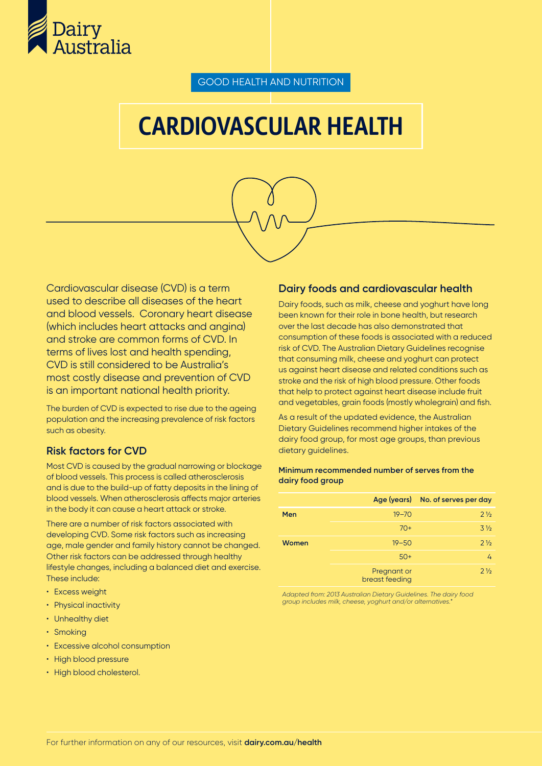Dairy Australia

GOOD HEALTH AND NUTRITION

# CARDIOVASCULAR HEALTH

Cardiovascular disease (CVD) is a term used to describe all diseases of the heart and blood vessels. Coronary heart disease (which includes heart attacks and angina) and stroke are common forms of CVD. In terms of lives lost and health spending, CVD is still considered to be Australia's most costly disease and prevention of CVD is an important national health priority.

The burden of CVD is expected to rise due to the ageing population and the increasing prevalence of risk factors such as obesity.

## Risk factors for CVD

Most CVD is caused by the gradual narrowing or blockage of blood vessels. This process is called atherosclerosis and is due to the build-up of fatty deposits in the lining of blood vessels. When atherosclerosis affects major arteries in the body it can cause a heart attack or stroke.

There are a number of risk factors associated with developing CVD. Some risk factors such as increasing age, male gender and family history cannot be changed. Other risk factors can be addressed through healthy lifestyle changes, including a balanced diet and exercise. These include:

- Excess weight
- Physical inactivity
- Unhealthy diet
- Smoking
- Excessive alcohol consumption
- High blood pressure
- High blood cholesterol.

## Dairy foods and cardiovascular health

Dairy foods, such as milk, cheese and yoghurt have long been known for their role in bone health, but research over the last decade has also demonstrated that consumption of these foods is associated with a reduced risk of CVD. The Australian Dietary Guidelines recognise that consuming milk, cheese and yoghurt can protect us against heart disease and related conditions such as stroke and the risk of high blood pressure. Other foods that help to protect against heart disease include fruit and vegetables, grain foods (mostly wholegrain) and fish.

As a result of the updated evidence, the Australian Dietary Guidelines recommend higher intakes of the dairy food group, for most age groups, than previous dietary guidelines.

**Minimum recommended number of serves from the dairy food group**

| | Age (years) | No. of serves per day |
|---|---|---|
| **Men** | 19–70 | 2 ½ |
| | 70+ | 3 ½ |
| **Women** | 19–50 | 2 ½ |
| | 50+ | 4 |
| | Pregnant or breast feeding | 2 ½ |

*Adapted from: 2013 Australian Dietary Guidelines. The dairy food group includes milk, cheese, yoghurt and/or alternatives.*

For further information on any of our resources, visit **dairy.com.au/health**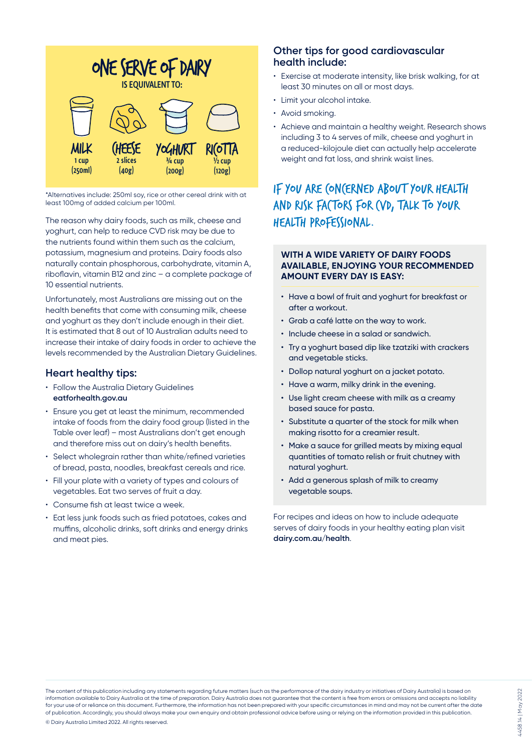## ONE SERVE OF DAIRY

**IS EQUIVALENT TO:**

MILK
1 cup
(250ml)

CHEESE
2 slices
(40g)

YOGHURT
¾ cup
(200g)

RICOTTA
½ cup
(120g)

*Alternatives include: 250ml soy, rice or other cereal drink with at least 100mg of added calcium per 100ml.

The reason why dairy foods, such as milk, cheese and yoghurt, can help to reduce CVD risk may be due to the nutrients found within them such as the calcium, potassium, magnesium and proteins. Dairy foods also naturally contain phosphorous, carbohydrate, vitamin A, riboflavin, vitamin B12 and zinc – a complete package of 10 essential nutrients.

Unfortunately, most Australians are missing out on the health benefits that come with consuming milk, cheese and yoghurt as they don't include enough in their diet. It is estimated that 8 out of 10 Australian adults need to increase their intake of dairy foods in order to achieve the levels recommended by the Australian Dietary Guidelines.

## Heart healthy tips:

- Follow the Australia Dietary Guidelines **eatforhealth.gov.au**
- Ensure you get at least the minimum, recommended intake of foods from the dairy food group (listed in the Table over leaf) – most Australians don't get enough and therefore miss out on dairy's health benefits.
- Select wholegrain rather than white/refined varieties of bread, pasta, noodles, breakfast cereals and rice.
- Fill your plate with a variety of types and colours of vegetables. Eat two serves of fruit a day.
- Consume fish at least twice a week.
- Eat less junk foods such as fried potatoes, cakes and muffins, alcoholic drinks, soft drinks and energy drinks and meat pies.

## Other tips for good cardiovascular health include:

- Exercise at moderate intensity, like brisk walking, for at least 30 minutes on all or most days.
- Limit your alcohol intake.
- Avoid smoking.
- Achieve and maintain a healthy weight. Research shows including 3 to 4 serves of milk, cheese and yoghurt in a reduced-kilojoule diet can actually help accelerate weight and fat loss, and shrink waist lines.

## IF YOU ARE CONCERNED ABOUT YOUR HEALTH AND RISK FACTORS FOR CVD, TALK TO YOUR HEALTH PROFESSIONAL.

### WITH A WIDE VARIETY OF DAIRY FOODS AVAILABLE, ENJOYING YOUR RECOMMENDED AMOUNT EVERY DAY IS EASY:

- Have a bowl of fruit and yoghurt for breakfast or after a workout.
- Grab a café latte on the way to work.
- Include cheese in a salad or sandwich.
- Try a yoghurt based dip like tzatziki with crackers and vegetable sticks.
- Dollop natural yoghurt on a jacket potato.
- Have a warm, milky drink in the evening.
- Use light cream cheese with milk as a creamy based sauce for pasta.
- Substitute a quarter of the stock for milk when making risotto for a creamier result.
- Make a sauce for grilled meats by mixing equal quantities of tomato relish or fruit chutney with natural yoghurt.
- Add a generous splash of milk to creamy vegetable soups.

For recipes and ideas on how to include adequate serves of dairy foods in your healthy eating plan visit **dairy.com.au/health**.

The content of this publication including any statements regarding future matters (such as the performance of the dairy industry or initiatives of Dairy Australia) is based on information available to Dairy Australia at the time of preparation. Dairy Australia does not guarantee that the content is free from errors or omissions and accepts no liability for your use of or reliance on this document. Furthermore, the information has not been prepared with your specific circumstances in mind and may not be current after the date of publication. Accordingly, you should always make your own enquiry and obtain professional advice before using or relying on the information provided in this publication.

© Dairy Australia Limited 2022. All rights reserved.

4458 14 | May 2022